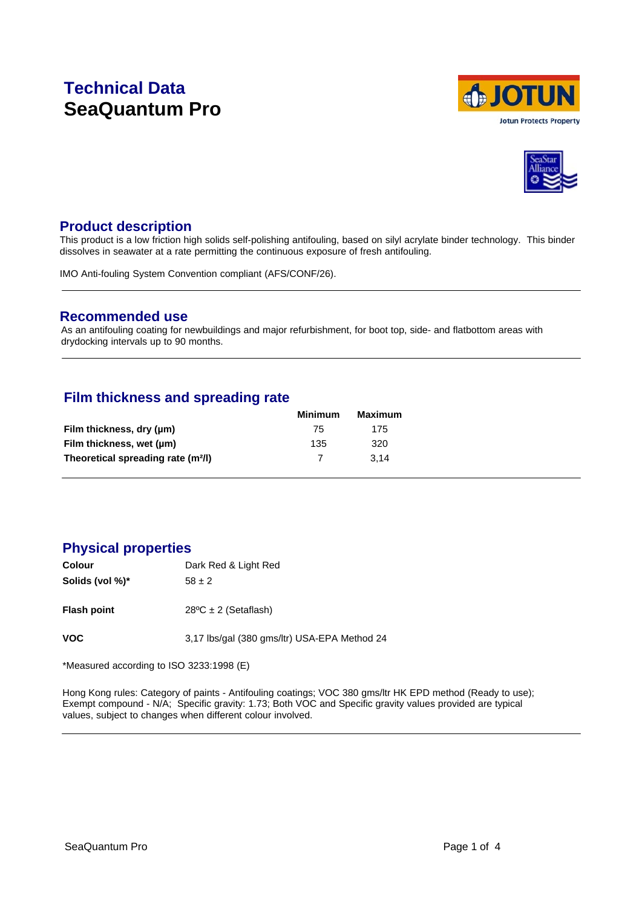# Technical Data
# SeaQuantum Pro

## Product description

This product is a low friction high solids self-polishing antifouling, based on silyl acrylate binder technology. This binder dissolves in seawater at a rate permitting the continuous exposure of fresh antifouling.

IMO Anti-fouling System Convention compliant (AFS/CONF/26).

## Recommended use

As an antifouling coating for newbuildings and major refurbishment, for boot top, side- and flatbottom areas with drydocking intervals up to 90 months.

## Film thickness and spreading rate

| | Minimum | Maximum |
|---|---|---|
| **Film thickness, dry (µm)** | 75 | 175 |
| **Film thickness, wet (µm)** | 135 | 320 |
| **Theoretical spreading rate (m²/l)** | 7 | 3,14 |

## Physical properties

| | |
|---|---|
| **Colour** | Dark Red & Light Red |
| **Solids (vol %)*** | 58 ± 2 |
| **Flash point** | 28ºC ± 2 (Setaflash) |
| **VOC** | 3,17 lbs/gal (380 gms/ltr) USA-EPA Method 24 |

*Measured according to ISO 3233:1998 (E)

Hong Kong rules: Category of paints - Antifouling coatings; VOC 380 gms/ltr HK EPD method (Ready to use); Exempt compound - N/A; Specific gravity: 1.73; Both VOC and Specific gravity values provided are typical values, subject to changes when different colour involved.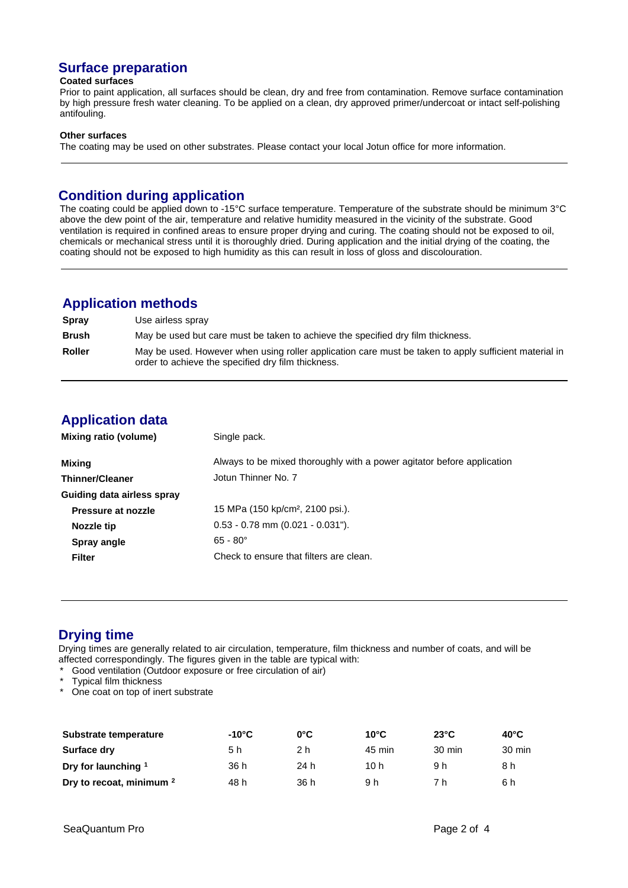## Surface preparation

**Coated surfaces**

Prior to paint application, all surfaces should be clean, dry and free from contamination. Remove surface contamination by high pressure fresh water cleaning. To be applied on a clean, dry approved primer/undercoat or intact self-polishing antifouling.

**Other surfaces**

The coating may be used on other substrates. Please contact your local Jotun office for more information.

## Condition during application

The coating could be applied down to -15°C surface temperature. Temperature of the substrate should be minimum 3°C above the dew point of the air, temperature and relative humidity measured in the vicinity of the substrate. Good ventilation is required in confined areas to ensure proper drying and curing. The coating should not be exposed to oil, chemicals or mechanical stress until it is thoroughly dried. During application and the initial drying of the coating, the coating should not be exposed to high humidity as this can result in loss of gloss and discolouration.

## Application methods

| | |
|---|---|
| **Spray** | Use airless spray |
| **Brush** | May be used but care must be taken to achieve the specified dry film thickness. |
| **Roller** | May be used. However when using roller application care must be taken to apply sufficient material in order to achieve the specified dry film thickness. |

## Application data

| | |
|---|---|
| **Mixing ratio (volume)** | Single pack. |
| **Mixing** | Always to be mixed thoroughly with a power agitator before application |
| **Thinner/Cleaner** | Jotun Thinner No. 7 |
| **Guiding data airless spray** | |
| **Pressure at nozzle** | 15 MPa (150 kp/cm², 2100 psi.). |
| **Nozzle tip** | 0.53 - 0.78 mm (0.021 - 0.031"). |
| **Spray angle** | 65 - 80° |
| **Filter** | Check to ensure that filters are clean. |

## Drying time

Drying times are generally related to air circulation, temperature, film thickness and number of coats, and will be affected correspondingly. The figures given in the table are typical with:

* Good ventilation (Outdoor exposure or free circulation of air)
* Typical film thickness
* One coat on top of inert substrate

| Substrate temperature | -10°C | 0°C | 10°C | 23°C | 40°C |
|---|---|---|---|---|---|
| Surface dry | 5 h | 2 h | 45 min | 30 min | 30 min |
| Dry for launching [1] | 36 h | 24 h | 10 h | 9 h | 8 h |
| Dry to recoat, minimum [2] | 48 h | 36 h | 9 h | 7 h | 6 h |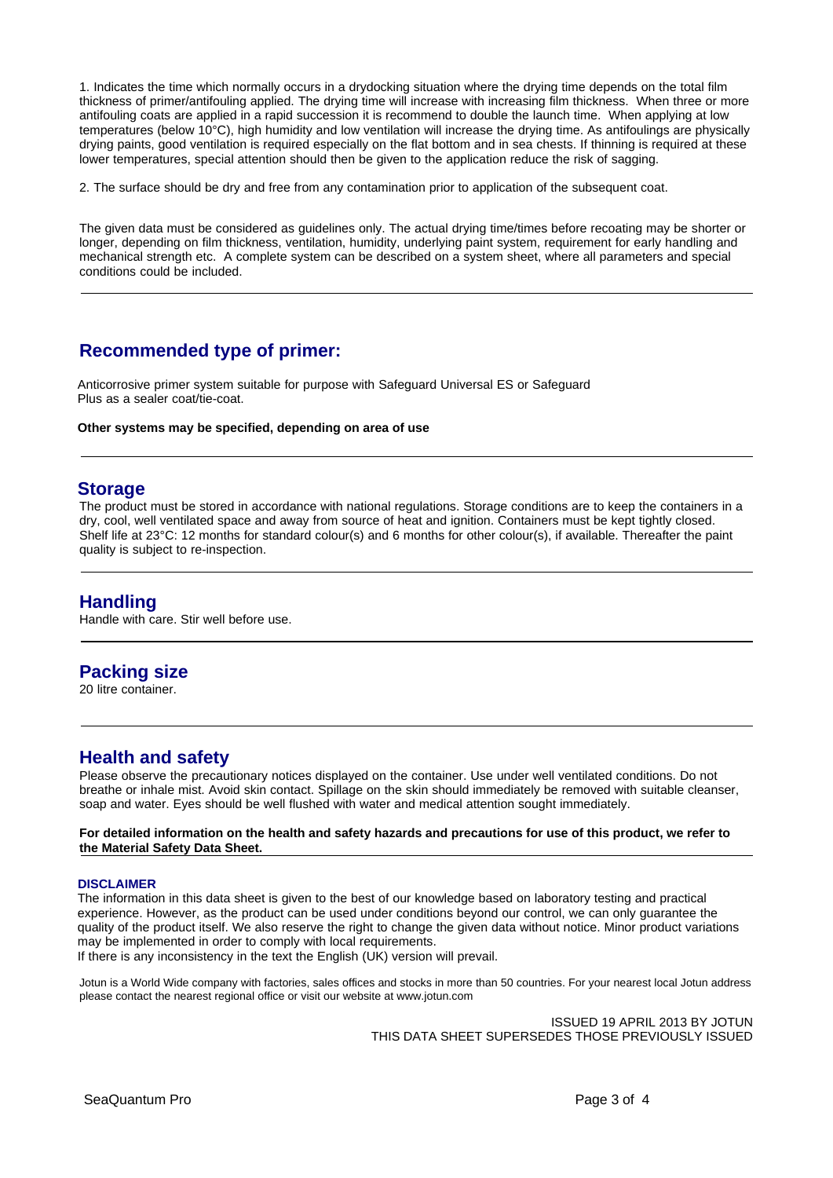1. Indicates the time which normally occurs in a drydocking situation where the drying time depends on the total film thickness of primer/antifouling applied. The drying time will increase with increasing film thickness. When three or more antifouling coats are applied in a rapid succession it is recommend to double the launch time. When applying at low temperatures (below 10°C), high humidity and low ventilation will increase the drying time. As antifoulings are physically drying paints, good ventilation is required especially on the flat bottom and in sea chests. If thinning is required at these lower temperatures, special attention should then be given to the application reduce the risk of sagging.

2. The surface should be dry and free from any contamination prior to application of the subsequent coat.

The given data must be considered as guidelines only. The actual drying time/times before recoating may be shorter or longer, depending on film thickness, ventilation, humidity, underlying paint system, requirement for early handling and mechanical strength etc. A complete system can be described on a system sheet, where all parameters and special conditions could be included.

## Recommended type of primer:

Anticorrosive primer system suitable for purpose with Safeguard Universal ES or Safeguard Plus as a sealer coat/tie-coat.

**Other systems may be specified, depending on area of use**

## Storage

The product must be stored in accordance with national regulations. Storage conditions are to keep the containers in a dry, cool, well ventilated space and away from source of heat and ignition. Containers must be kept tightly closed. Shelf life at 23°C: 12 months for standard colour(s) and 6 months for other colour(s), if available. Thereafter the paint quality is subject to re-inspection.

## Handling

Handle with care. Stir well before use.

## Packing size

20 litre container.

## Health and safety

Please observe the precautionary notices displayed on the container. Use under well ventilated conditions. Do not breathe or inhale mist. Avoid skin contact. Spillage on the skin should immediately be removed with suitable cleanser, soap and water. Eyes should be well flushed with water and medical attention sought immediately.

**For detailed information on the health and safety hazards and precautions for use of this product, we refer to the Material Safety Data Sheet.**

**DISCLAIMER**

The information in this data sheet is given to the best of our knowledge based on laboratory testing and practical experience. However, as the product can be used under conditions beyond our control, we can only guarantee the quality of the product itself. We also reserve the right to change the given data without notice. Minor product variations may be implemented in order to comply with local requirements.
If there is any inconsistency in the text the English (UK) version will prevail.

Jotun is a World Wide company with factories, sales offices and stocks in more than 50 countries. For your nearest local Jotun address please contact the nearest regional office or visit our website at www.jotun.com

ISSUED 19 APRIL 2013 BY JOTUN
THIS DATA SHEET SUPERSEDES THOSE PREVIOUSLY ISSUED